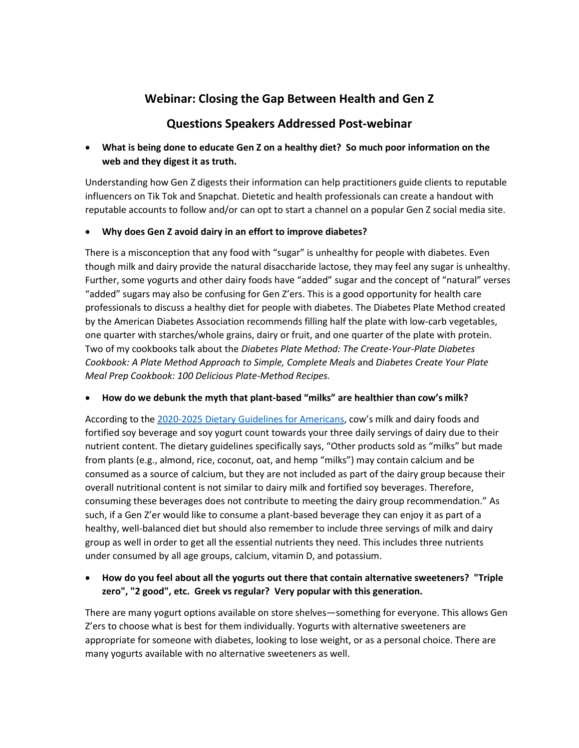# Webinar: Closing the Gap Between Health and Gen Z

## Questions Speakers Addressed Post-webinar

- **What is being done to educate Gen Z on a healthy diet? So much poor information on the web and they digest it as truth.**

Understanding how Gen Z digests their information can help practitioners guide clients to reputable influencers on Tik Tok and Snapchat. Dietetic and health professionals can create a handout with reputable accounts to follow and/or can opt to start a channel on a popular Gen Z social media site.

- **Why does Gen Z avoid dairy in an effort to improve diabetes?**

There is a misconception that any food with "sugar" is unhealthy for people with diabetes. Even though milk and dairy provide the natural disaccharide lactose, they may feel any sugar is unhealthy. Further, some yogurts and other dairy foods have "added" sugar and the concept of "natural" verses "added" sugars may also be confusing for Gen Z'ers. This is a good opportunity for health care professionals to discuss a healthy diet for people with diabetes. The Diabetes Plate Method created by the American Diabetes Association recommends filling half the plate with low-carb vegetables, one quarter with starches/whole grains, dairy or fruit, and one quarter of the plate with protein. Two of my cookbooks talk about the *Diabetes Plate Method: The Create-Your-Plate Diabetes Cookbook: A Plate Method Approach to Simple, Complete Meals* and *Diabetes Create Your Plate Meal Prep Cookbook: 100 Delicious Plate-Method Recipes.*

- **How do we debunk the myth that plant-based "milks" are healthier than cow's milk?**

According to the 2020-2025 Dietary Guidelines for Americans, cow's milk and dairy foods and fortified soy beverage and soy yogurt count towards your three daily servings of dairy due to their nutrient content. The dietary guidelines specifically says, "Other products sold as "milks" but made from plants (e.g., almond, rice, coconut, oat, and hemp "milks") may contain calcium and be consumed as a source of calcium, but they are not included as part of the dairy group because their overall nutritional content is not similar to dairy milk and fortified soy beverages. Therefore, consuming these beverages does not contribute to meeting the dairy group recommendation." As such, if a Gen Z'er would like to consume a plant-based beverage they can enjoy it as part of a healthy, well-balanced diet but should also remember to include three servings of milk and dairy group as well in order to get all the essential nutrients they need. This includes three nutrients under consumed by all age groups, calcium, vitamin D, and potassium.

- **How do you feel about all the yogurts out there that contain alternative sweeteners? "Triple zero", "2 good", etc. Greek vs regular? Very popular with this generation.**

There are many yogurt options available on store shelves—something for everyone. This allows Gen Z'ers to choose what is best for them individually. Yogurts with alternative sweeteners are appropriate for someone with diabetes, looking to lose weight, or as a personal choice. There are many yogurts available with no alternative sweeteners as well.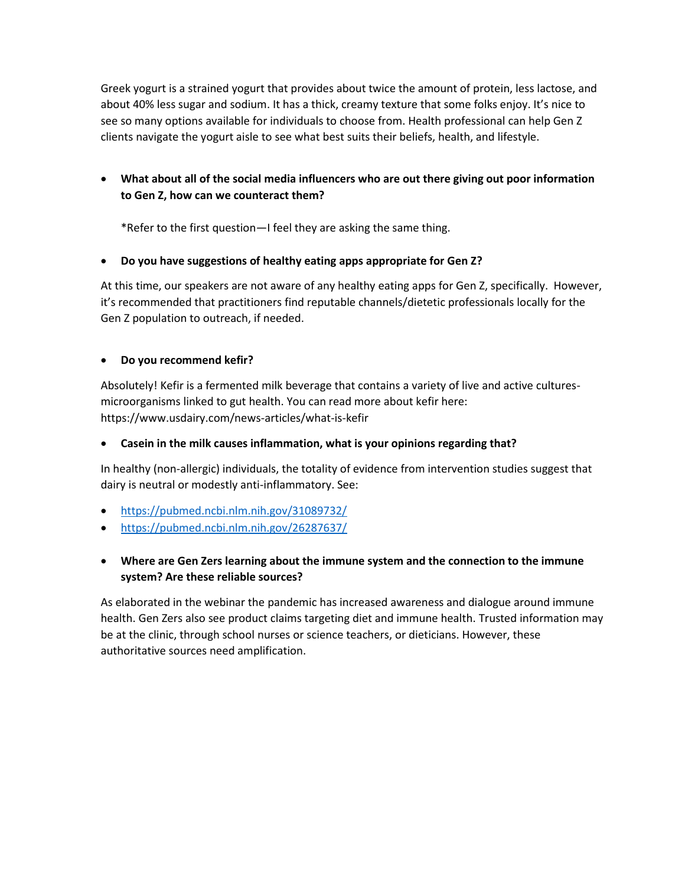Greek yogurt is a strained yogurt that provides about twice the amount of protein, less lactose, and about 40% less sugar and sodium. It has a thick, creamy texture that some folks enjoy. It's nice to see so many options available for individuals to choose from. Health professional can help Gen Z clients navigate the yogurt aisle to see what best suits their beliefs, health, and lifestyle.

- **What about all of the social media influencers who are out there giving out poor information to Gen Z, how can we counteract them?**

  *Refer to the first question—I feel they are asking the same thing.

- **Do you have suggestions of healthy eating apps appropriate for Gen Z?**

At this time, our speakers are not aware of any healthy eating apps for Gen Z, specifically. However, it's recommended that practitioners find reputable channels/dietetic professionals locally for the Gen Z population to outreach, if needed.

- **Do you recommend kefir?**

Absolutely! Kefir is a fermented milk beverage that contains a variety of live and active cultures-microorganisms linked to gut health. You can read more about kefir here: https://www.usdairy.com/news-articles/what-is-kefir

- **Casein in the milk causes inflammation, what is your opinions regarding that?**

In healthy (non-allergic) individuals, the totality of evidence from intervention studies suggest that dairy is neutral or modestly anti-inflammatory. See:

- https://pubmed.ncbi.nlm.nih.gov/31089732/
- https://pubmed.ncbi.nlm.nih.gov/26287637/

- **Where are Gen Zers learning about the immune system and the connection to the immune system? Are these reliable sources?**

As elaborated in the webinar the pandemic has increased awareness and dialogue around immune health. Gen Zers also see product claims targeting diet and immune health. Trusted information may be at the clinic, through school nurses or science teachers, or dieticians. However, these authoritative sources need amplification.